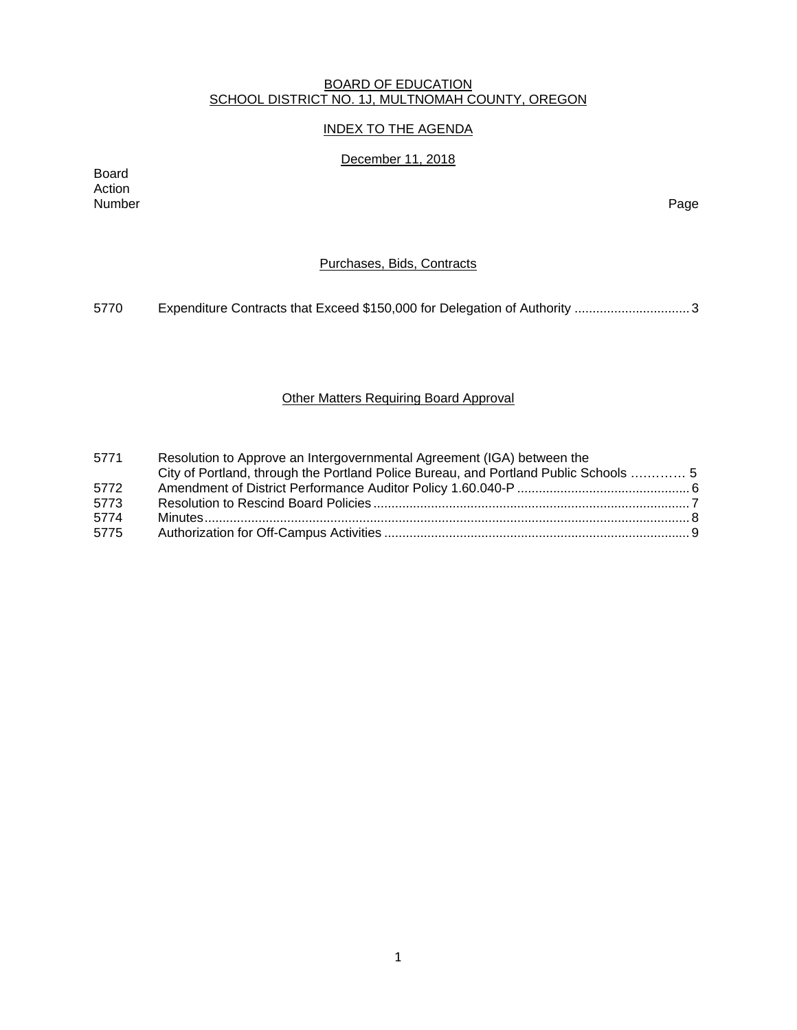BOARD OF EDUCATION
SCHOOL DISTRICT NO. 1J, MULTNOMAH COUNTY, OREGON

INDEX TO THE AGENDA

December 11, 2018

| Board Action Number | | Page |
|---|---|---|

## Purchases, Bids, Contracts

| | | |
|---|---|---|
| 5770 | Expenditure Contracts that Exceed $150,000 for Delegation of Authority | 3 |

## Other Matters Requiring Board Approval

| | | |
|---|---|---|
| 5771 | Resolution to Approve an Intergovernmental Agreement (IGA) between the City of Portland, through the Portland Police Bureau, and Portland Public Schools | 5 |
| 5772 | Amendment of District Performance Auditor Policy 1.60.040-P | 6 |
| 5773 | Resolution to Rescind Board Policies | 7 |
| 5774 | Minutes | 8 |
| 5775 | Authorization for Off-Campus Activities | 9 |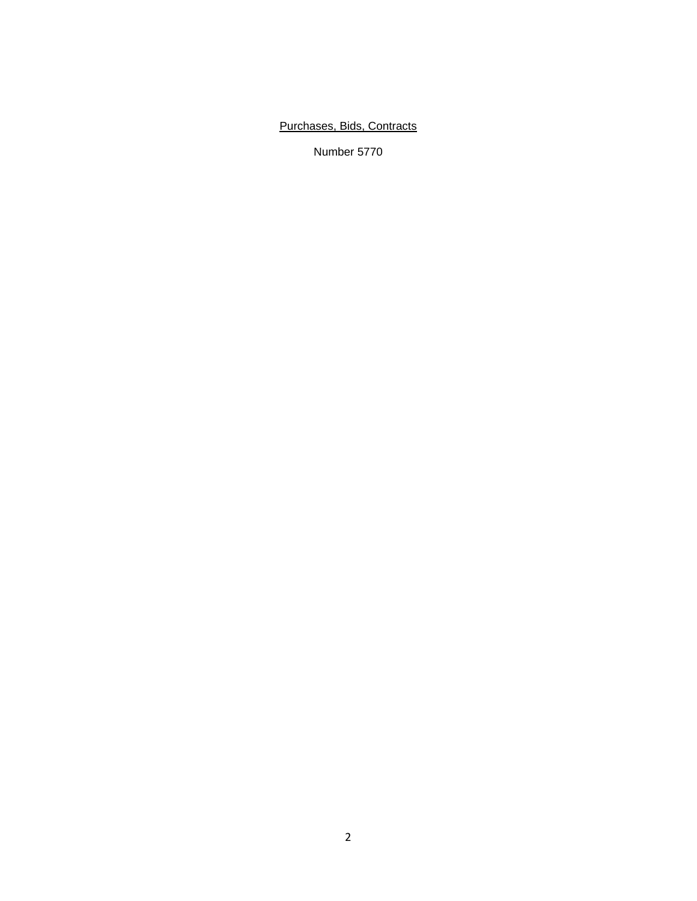<u>Purchases, Bids, Contracts</u>

Number 5770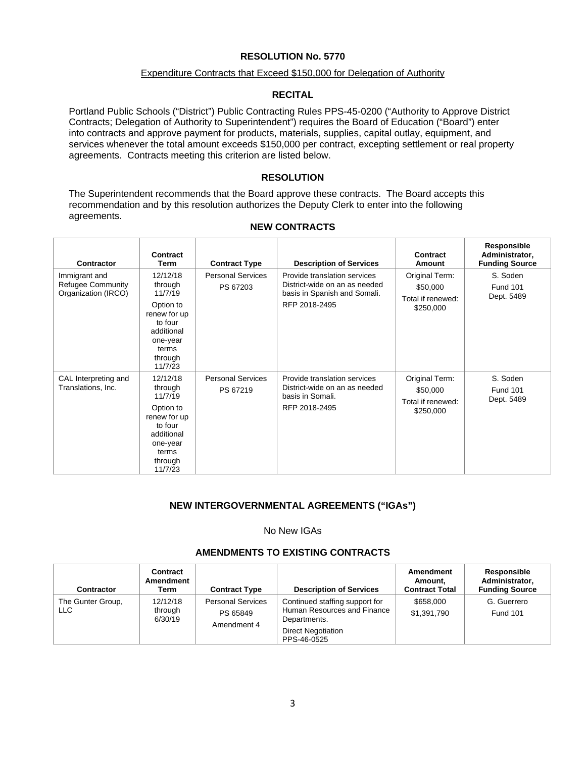## RESOLUTION No. 5770

Expenditure Contracts that Exceed $150,000 for Delegation of Authority

### RECITAL

Portland Public Schools ("District") Public Contracting Rules PPS-45-0200 ("Authority to Approve District Contracts; Delegation of Authority to Superintendent") requires the Board of Education ("Board") enter into contracts and approve payment for products, materials, supplies, capital outlay, equipment, and services whenever the total amount exceeds $150,000 per contract, excepting settlement or real property agreements. Contracts meeting this criterion are listed below.

### RESOLUTION

The Superintendent recommends that the Board approve these contracts. The Board accepts this recommendation and by this resolution authorizes the Deputy Clerk to enter into the following agreements.

### NEW CONTRACTS

| Contractor | Contract Term | Contract Type | Description of Services | Contract Amount | Responsible Administrator, Funding Source |
|---|---|---|---|---|---|
| Immigrant and Refugee Community Organization (IRCO) | 12/12/18 through 11/7/19<br><br>Option to renew for up to four additional one-year terms through 11/7/23 | Personal Services<br>PS 67203 | Provide translation services District-wide on an as needed basis in Spanish and Somali.<br>RFP 2018-2495 | Original Term:<br>$50,000<br>Total if renewed:<br>$250,000 | S. Soden<br>Fund 101<br>Dept. 5489 |
| CAL Interpreting and Translations, Inc. | 12/12/18 through 11/7/19<br><br>Option to renew for up to four additional one-year terms through 11/7/23 | Personal Services<br>PS 67219 | Provide translation services District-wide on an as needed basis in Somali.<br>RFP 2018-2495 | Original Term:<br>$50,000<br>Total if renewed:<br>$250,000 | S. Soden<br>Fund 101<br>Dept. 5489 |

### NEW INTERGOVERNMENTAL AGREEMENTS ("IGAs")

No New IGAs

### AMENDMENTS TO EXISTING CONTRACTS

| Contractor | Contract Amendment Term | Contract Type | Description of Services | Amendment Amount, Contract Total | Responsible Administrator, Funding Source |
|---|---|---|---|---|---|
| The Gunter Group, LLC | 12/12/18 through 6/30/19 | Personal Services<br>PS 65849<br>Amendment 4 | Continued staffing support for Human Resources and Finance Departments.<br>Direct Negotiation<br>PPS-46-0525 | $658,000<br>$1,391,790 | G. Guerrero<br>Fund 101 |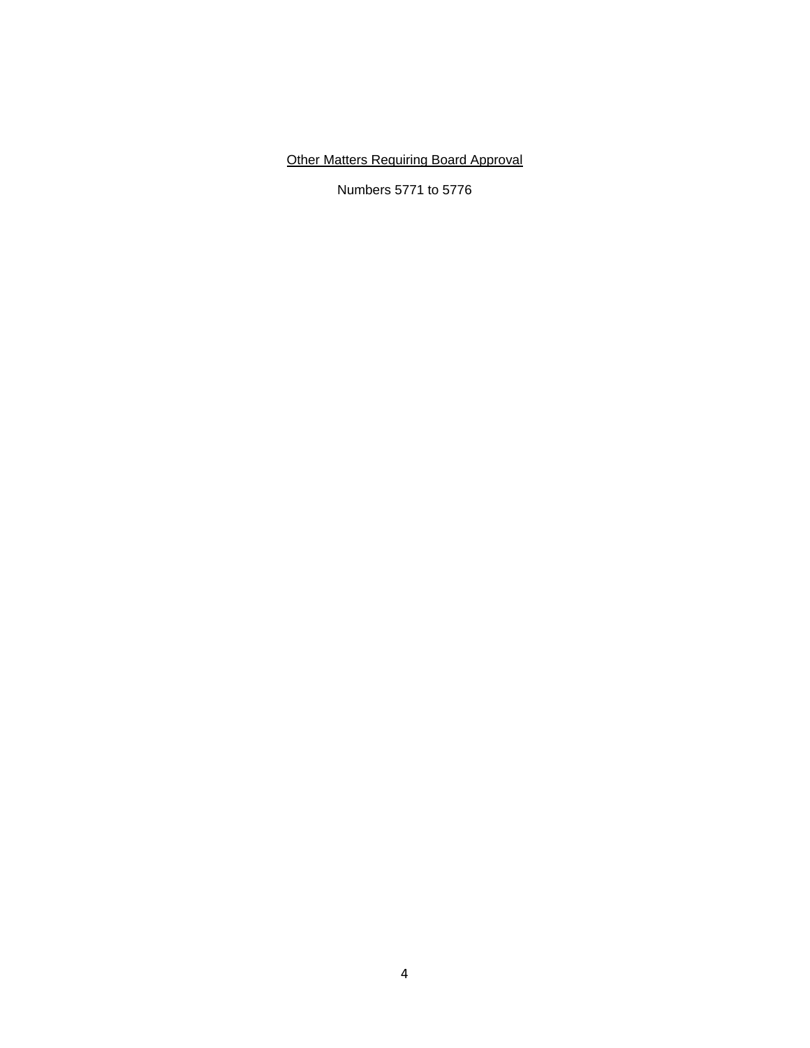Other Matters Requiring Board Approval

Numbers 5771 to 5776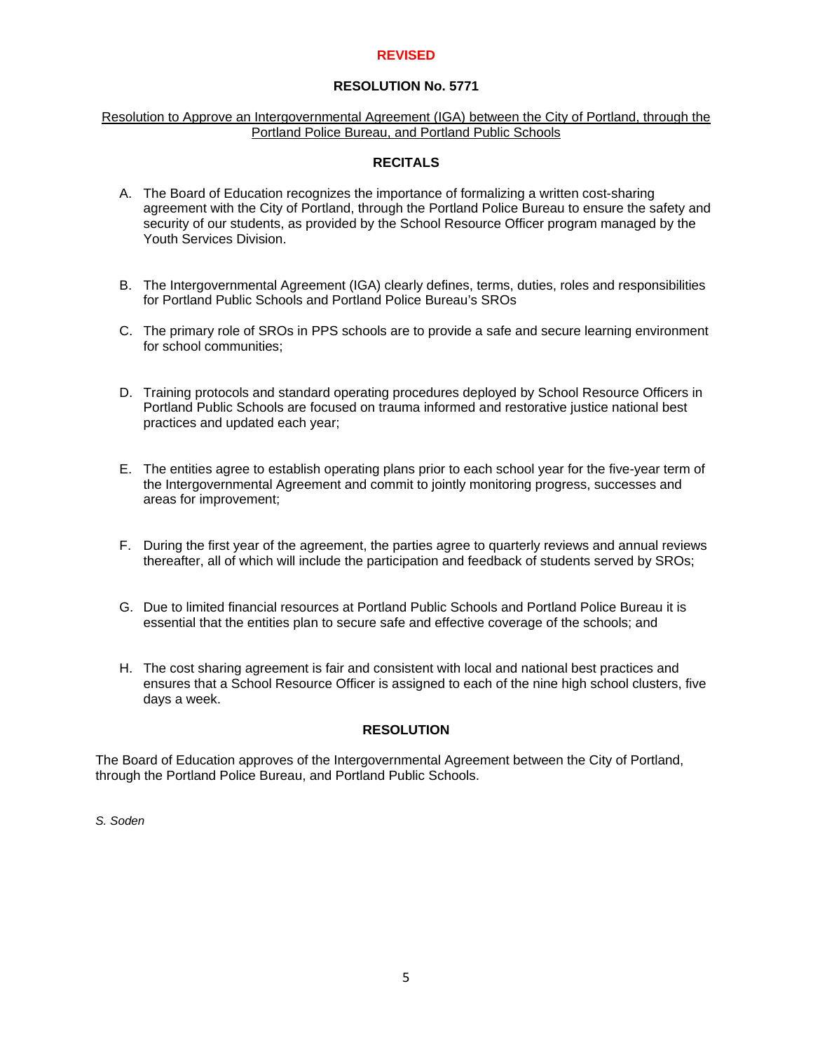**REVISED**

# RESOLUTION No. 5771

Resolution to Approve an Intergovernmental Agreement (IGA) between the City of Portland, through the Portland Police Bureau, and Portland Public Schools

## RECITALS

A. The Board of Education recognizes the importance of formalizing a written cost-sharing agreement with the City of Portland, through the Portland Police Bureau to ensure the safety and security of our students, as provided by the School Resource Officer program managed by the Youth Services Division.

B. The Intergovernmental Agreement (IGA) clearly defines, terms, duties, roles and responsibilities for Portland Public Schools and Portland Police Bureau's SROs

C. The primary role of SROs in PPS schools are to provide a safe and secure learning environment for school communities;

D. Training protocols and standard operating procedures deployed by School Resource Officers in Portland Public Schools are focused on trauma informed and restorative justice national best practices and updated each year;

E. The entities agree to establish operating plans prior to each school year for the five-year term of the Intergovernmental Agreement and commit to jointly monitoring progress, successes and areas for improvement;

F. During the first year of the agreement, the parties agree to quarterly reviews and annual reviews thereafter, all of which will include the participation and feedback of students served by SROs;

G. Due to limited financial resources at Portland Public Schools and Portland Police Bureau it is essential that the entities plan to secure safe and effective coverage of the schools; and

H. The cost sharing agreement is fair and consistent with local and national best practices and ensures that a School Resource Officer is assigned to each of the nine high school clusters, five days a week.

## RESOLUTION

The Board of Education approves of the Intergovernmental Agreement between the City of Portland, through the Portland Police Bureau, and Portland Public Schools.

*S. Soden*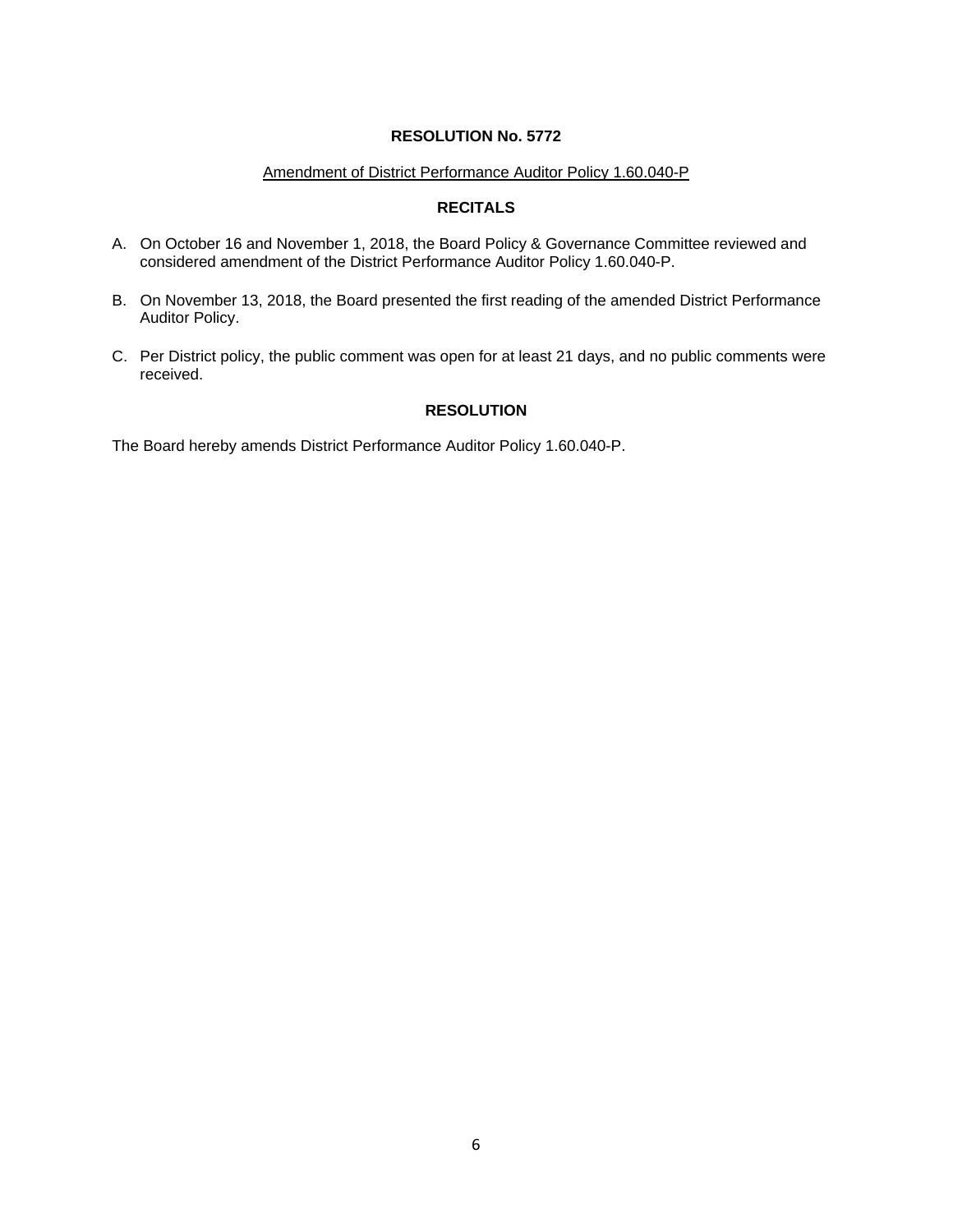# RESOLUTION No. 5772

Amendment of District Performance Auditor Policy 1.60.040-P

## RECITALS

A. On October 16 and November 1, 2018, the Board Policy & Governance Committee reviewed and considered amendment of the District Performance Auditor Policy 1.60.040-P.

B. On November 13, 2018, the Board presented the first reading of the amended District Performance Auditor Policy.

C. Per District policy, the public comment was open for at least 21 days, and no public comments were received.

## RESOLUTION

The Board hereby amends District Performance Auditor Policy 1.60.040-P.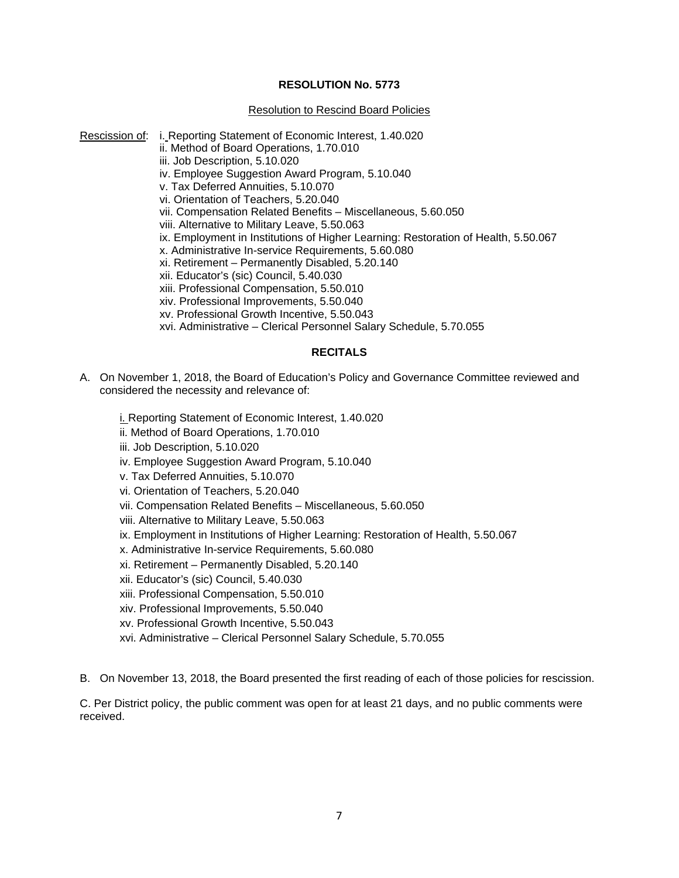**RESOLUTION No. 5773**

Resolution to Rescind Board Policies

Rescission of:
- i. Reporting Statement of Economic Interest, 1.40.020
- ii. Method of Board Operations, 1.70.010
- iii. Job Description, 5.10.020
- iv. Employee Suggestion Award Program, 5.10.040
- v. Tax Deferred Annuities, 5.10.070
- vi. Orientation of Teachers, 5.20.040
- vii. Compensation Related Benefits – Miscellaneous, 5.60.050
- viii. Alternative to Military Leave, 5.50.063
- ix. Employment in Institutions of Higher Learning: Restoration of Health, 5.50.067
- x. Administrative In-service Requirements, 5.60.080
- xi. Retirement – Permanently Disabled, 5.20.140
- xii. Educator's (sic) Council, 5.40.030
- xiii. Professional Compensation, 5.50.010
- xiv. Professional Improvements, 5.50.040
- xv. Professional Growth Incentive, 5.50.043
- xvi. Administrative – Clerical Personnel Salary Schedule, 5.70.055

**RECITALS**

A. On November 1, 2018, the Board of Education's Policy and Governance Committee reviewed and considered the necessity and relevance of:

- i. Reporting Statement of Economic Interest, 1.40.020
- ii. Method of Board Operations, 1.70.010
- iii. Job Description, 5.10.020
- iv. Employee Suggestion Award Program, 5.10.040
- v. Tax Deferred Annuities, 5.10.070
- vi. Orientation of Teachers, 5.20.040
- vii. Compensation Related Benefits – Miscellaneous, 5.60.050
- viii. Alternative to Military Leave, 5.50.063
- ix. Employment in Institutions of Higher Learning: Restoration of Health, 5.50.067
- x. Administrative In-service Requirements, 5.60.080
- xi. Retirement – Permanently Disabled, 5.20.140
- xii. Educator's (sic) Council, 5.40.030
- xiii. Professional Compensation, 5.50.010
- xiv. Professional Improvements, 5.50.040
- xv. Professional Growth Incentive, 5.50.043
- xvi. Administrative – Clerical Personnel Salary Schedule, 5.70.055

B. On November 13, 2018, the Board presented the first reading of each of those policies for rescission.

C. Per District policy, the public comment was open for at least 21 days, and no public comments were received.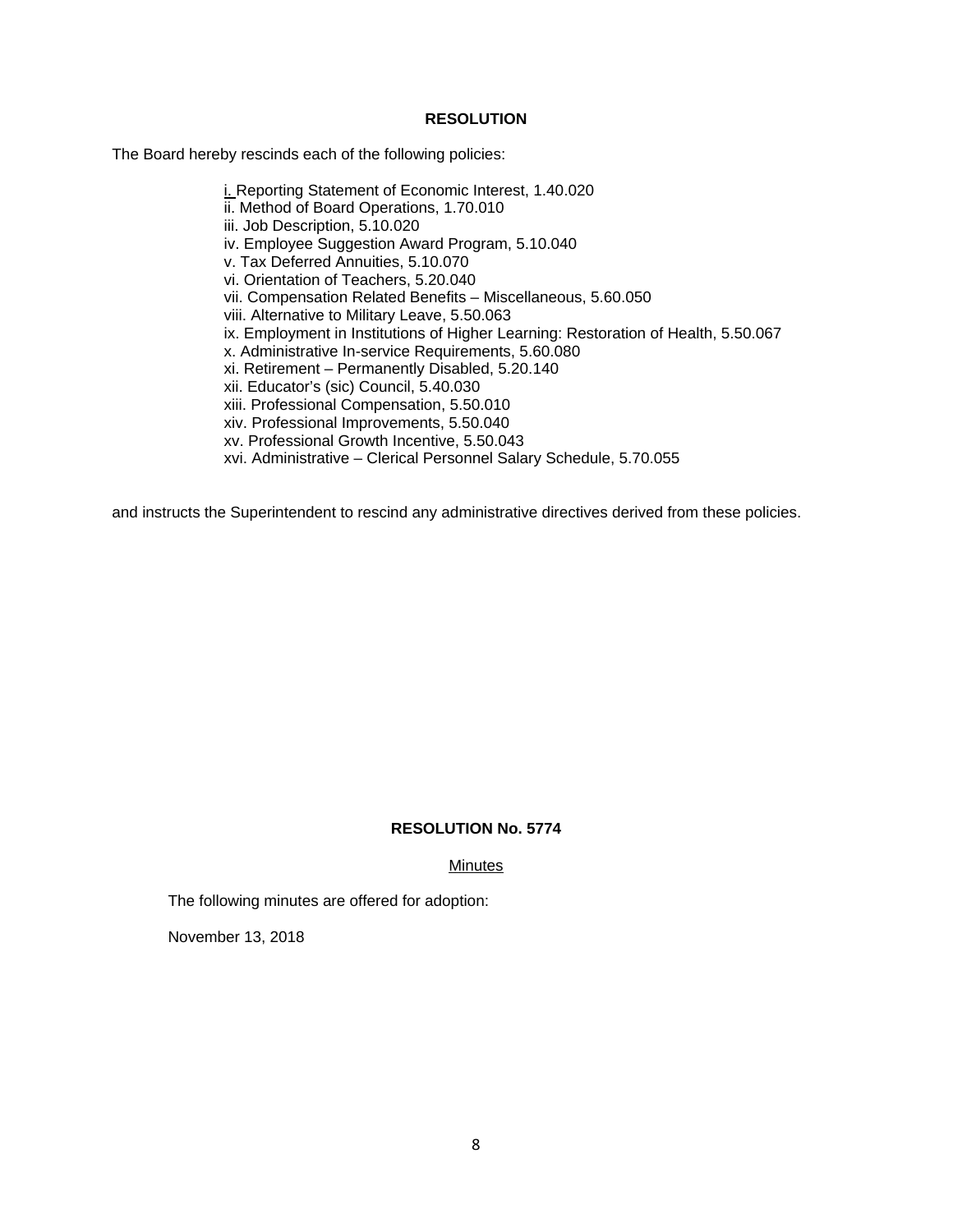**RESOLUTION**

The Board hereby rescinds each of the following policies:

i. Reporting Statement of Economic Interest, 1.40.020
ii. Method of Board Operations, 1.70.010
iii. Job Description, 5.10.020
iv. Employee Suggestion Award Program, 5.10.040
v. Tax Deferred Annuities, 5.10.070
vi. Orientation of Teachers, 5.20.040
vii. Compensation Related Benefits – Miscellaneous, 5.60.050
viii. Alternative to Military Leave, 5.50.063
ix. Employment in Institutions of Higher Learning: Restoration of Health, 5.50.067
x. Administrative In-service Requirements, 5.60.080
xi. Retirement – Permanently Disabled, 5.20.140
xii. Educator's (sic) Council, 5.40.030
xiii. Professional Compensation, 5.50.010
xiv. Professional Improvements, 5.50.040
xv. Professional Growth Incentive, 5.50.043
xvi. Administrative – Clerical Personnel Salary Schedule, 5.70.055

and instructs the Superintendent to rescind any administrative directives derived from these policies.

**RESOLUTION No. 5774**

Minutes

The following minutes are offered for adoption:

November 13, 2018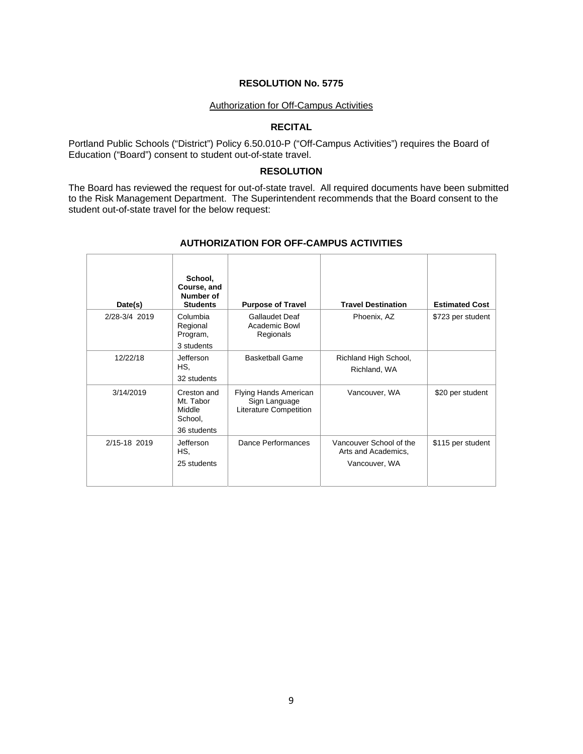**RESOLUTION No. 5775**

Authorization for Off-Campus Activities

**RECITAL**

Portland Public Schools ("District") Policy 6.50.010-P ("Off-Campus Activities") requires the Board of Education ("Board") consent to student out-of-state travel.

**RESOLUTION**

The Board has reviewed the request for out-of-state travel. All required documents have been submitted to the Risk Management Department. The Superintendent recommends that the Board consent to the student out-of-state travel for the below request:

**AUTHORIZATION FOR OFF-CAMPUS ACTIVITIES**

| Date(s) | School, Course, and Number of Students | Purpose of Travel | Travel Destination | Estimated Cost |
|---|---|---|---|---|
| 2/28-3/4 2019 | Columbia Regional Program, 3 students | Gallaudet Deaf Academic Bowl Regionals | Phoenix, AZ | $723 per student |
| 12/22/18 | Jefferson HS, 32 students | Basketball Game | Richland High School, Richland, WA | |
| 3/14/2019 | Creston and Mt. Tabor Middle School, 36 students | Flying Hands American Sign Language Literature Competition | Vancouver, WA | $20 per student |
| 2/15-18 2019 | Jefferson HS, 25 students | Dance Performances | Vancouver School of the Arts and Academics, Vancouver, WA | $115 per student |